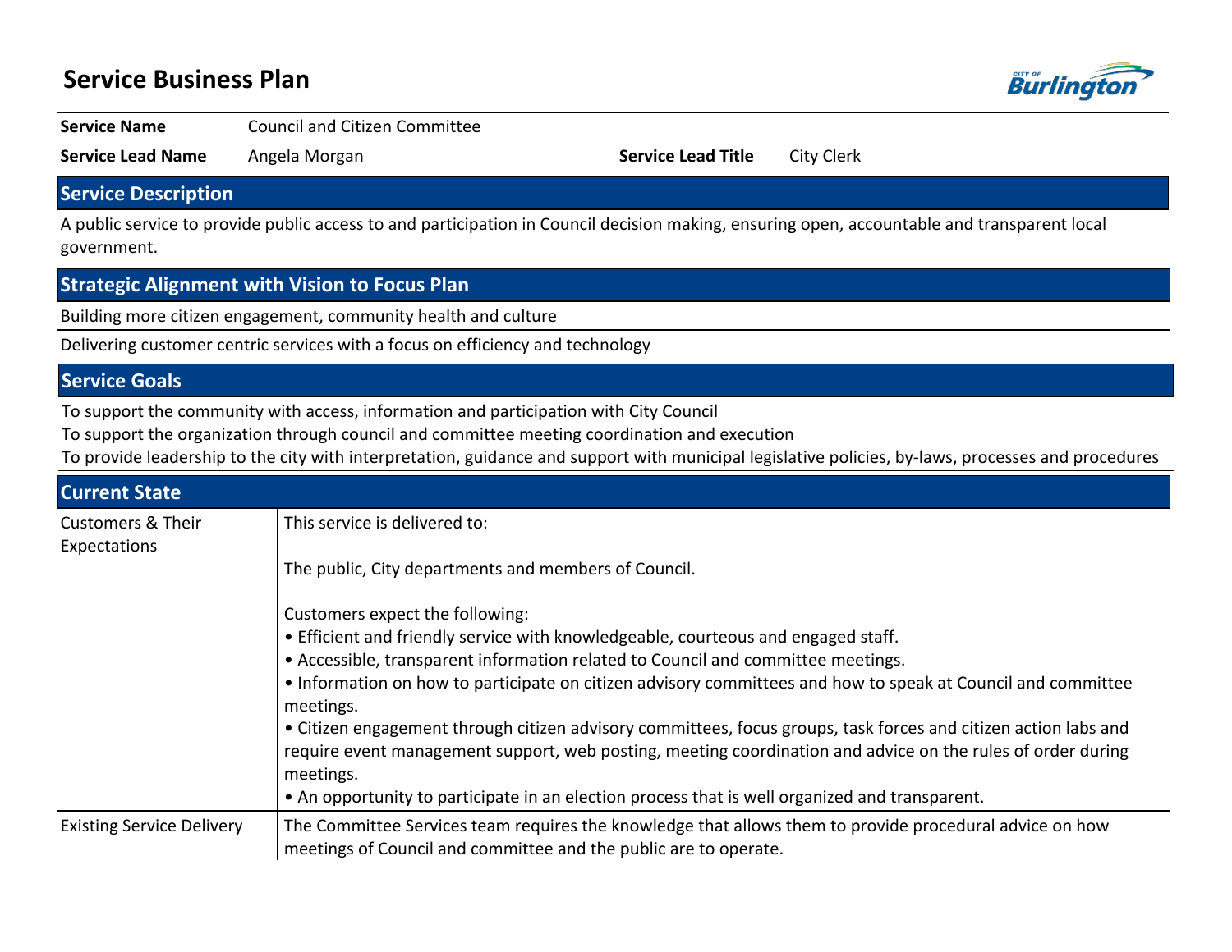# Service Business Plan

| | | | |
|---|---|---|---|
| **Service Name** | Council and Citizen Committee | | |
| **Service Lead Name** | Angela Morgan | **Service Lead Title** | City Clerk |

## Service Description

A public service to provide public access to and participation in Council decision making, ensuring open, accountable and transparent local government.

## Strategic Alignment with Vision to Focus Plan

Building more citizen engagement, community health and culture

Delivering customer centric services with a focus on efficiency and technology

## Service Goals

To support the community with access, information and participation with City Council

To support the organization through council and committee meeting coordination and execution

To provide leadership to the city with interpretation, guidance and support with municipal legislative policies, by-laws, processes and procedures

## Current State

| | |
|---|---|
| Customers & Their Expectations | This service is delivered to:<br><br>The public, City departments and members of Council.<br><br>Customers expect the following:<br>• Efficient and friendly service with knowledgeable, courteous and engaged staff.<br>• Accessible, transparent information related to Council and committee meetings.<br>• Information on how to participate on citizen advisory committees and how to speak at Council and committee meetings.<br>• Citizen engagement through citizen advisory committees, focus groups, task forces and citizen action labs and require event management support, web posting, meeting coordination and advice on the rules of order during meetings.<br>• An opportunity to participate in an election process that is well organized and transparent. |
| Existing Service Delivery | The Committee Services team requires the knowledge that allows them to provide procedural advice on how meetings of Council and committee and the public are to operate. |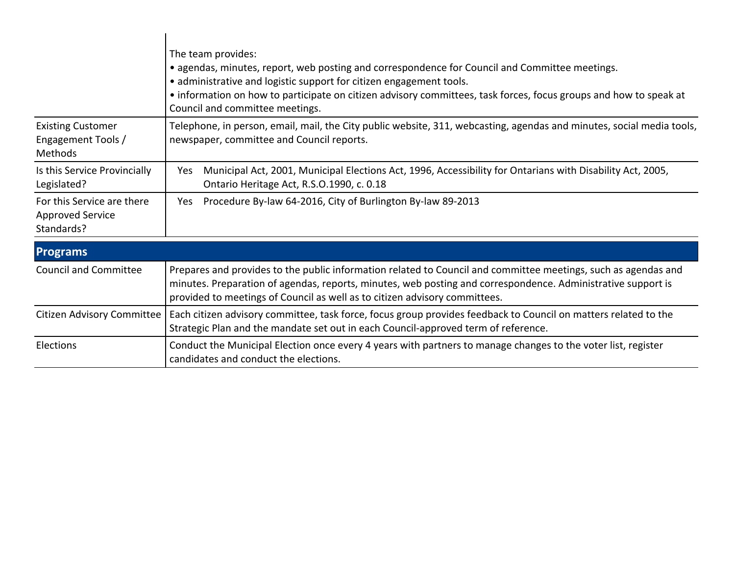| | |
|---|---|
| | The team provides:<br>• agendas, minutes, report, web posting and correspondence for Council and Committee meetings.<br>• administrative and logistic support for citizen engagement tools.<br>• information on how to participate on citizen advisory committees, task forces, focus groups and how to speak at Council and committee meetings. |
| Existing Customer Engagement Tools / Methods | Telephone, in person, email, mail, the City public website, 311, webcasting, agendas and minutes, social media tools, newspaper, committee and Council reports. |
| Is this Service Provincially Legislated? | Yes Municipal Act, 2001, Municipal Elections Act, 1996, Accessibility for Ontarians with Disability Act, 2005, Ontario Heritage Act, R.S.O.1990, c. 0.18 |
| For this Service are there Approved Service Standards? | Yes Procedure By-law 64-2016, City of Burlington By-law 89-2013 |

## Programs

| | |
|---|---|
| Council and Committee | Prepares and provides to the public information related to Council and committee meetings, such as agendas and minutes. Preparation of agendas, reports, minutes, web posting and correspondence. Administrative support is provided to meetings of Council as well as to citizen advisory committees. |
| Citizen Advisory Committee | Each citizen advisory committee, task force, focus group provides feedback to Council on matters related to the Strategic Plan and the mandate set out in each Council-approved term of reference. |
| Elections | Conduct the Municipal Election once every 4 years with partners to manage changes to the voter list, register candidates and conduct the elections. |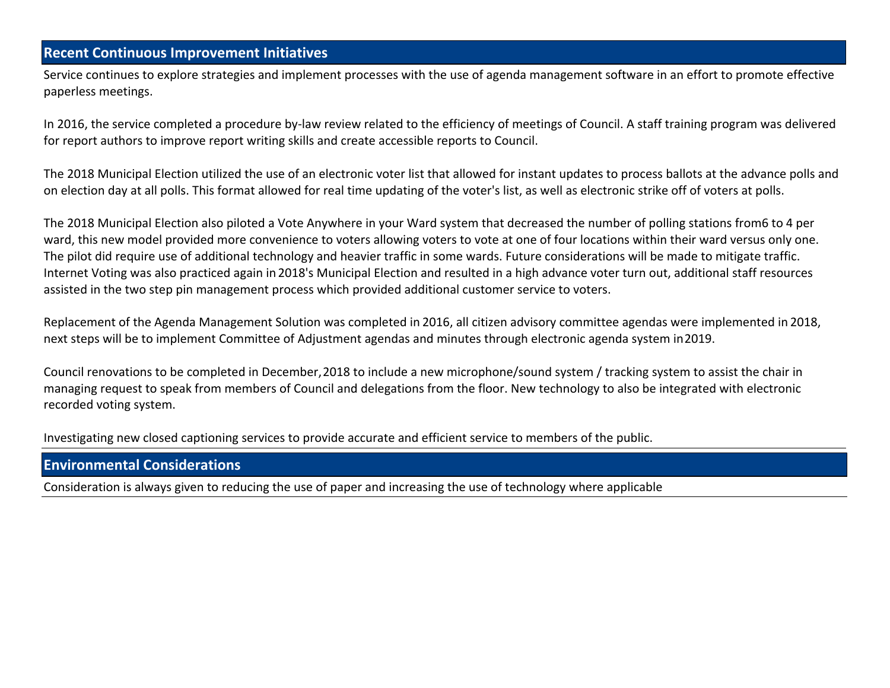## Recent Continuous Improvement Initiatives

Service continues to explore strategies and implement processes with the use of agenda management software in an effort to promote effective paperless meetings.

In 2016, the service completed a procedure by-law review related to the efficiency of meetings of Council. A staff training program was delivered for report authors to improve report writing skills and create accessible reports to Council.

The 2018 Municipal Election utilized the use of an electronic voter list that allowed for instant updates to process ballots at the advance polls and on election day at all polls. This format allowed for real time updating of the voter's list, as well as electronic strike off of voters at polls.

The 2018 Municipal Election also piloted a Vote Anywhere in your Ward system that decreased the number of polling stations from6 to 4 per ward, this new model provided more convenience to voters allowing voters to vote at one of four locations within their ward versus only one. The pilot did require use of additional technology and heavier traffic in some wards. Future considerations will be made to mitigate traffic. Internet Voting was also practiced again in 2018's Municipal Election and resulted in a high advance voter turn out, additional staff resources assisted in the two step pin management process which provided additional customer service to voters.

Replacement of the Agenda Management Solution was completed in 2016, all citizen advisory committee agendas were implemented in 2018, next steps will be to implement Committee of Adjustment agendas and minutes through electronic agenda system in2019.

Council renovations to be completed in December,2018 to include a new microphone/sound system / tracking system to assist the chair in managing request to speak from members of Council and delegations from the floor. New technology to also be integrated with electronic recorded voting system.

Investigating new closed captioning services to provide accurate and efficient service to members of the public.

## Environmental Considerations

Consideration is always given to reducing the use of paper and increasing the use of technology where applicable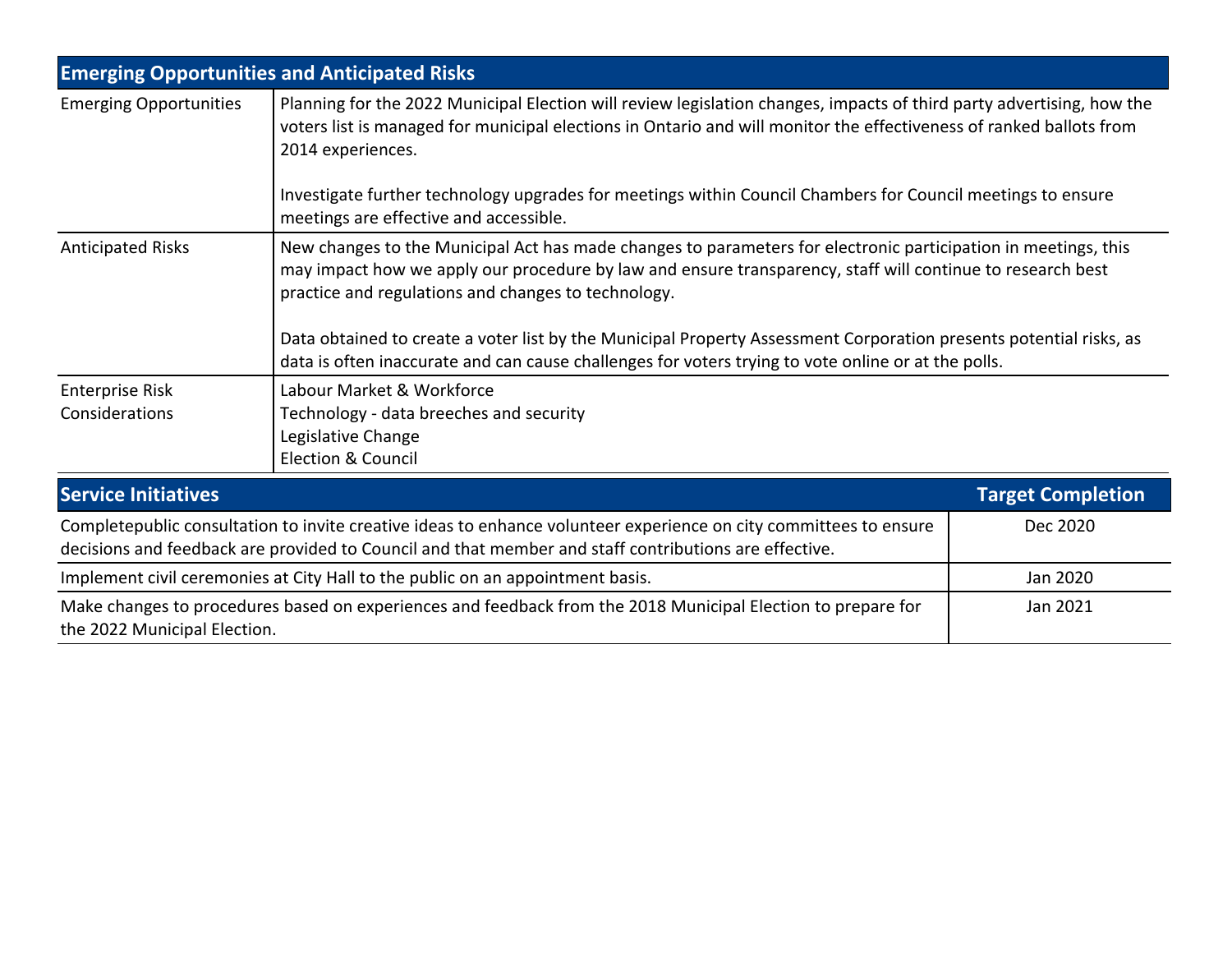| Emerging Opportunities and Anticipated Risks | |
|---|---|
| Emerging Opportunities | Planning for the 2022 Municipal Election will review legislation changes, impacts of third party advertising, how the voters list is managed for municipal elections in Ontario and will monitor the effectiveness of ranked ballots from 2014 experiences.<br><br>Investigate further technology upgrades for meetings within Council Chambers for Council meetings to ensure meetings are effective and accessible. |
| Anticipated Risks | New changes to the Municipal Act has made changes to parameters for electronic participation in meetings, this may impact how we apply our procedure by law and ensure transparency, staff will continue to research best practice and regulations and changes to technology.<br><br>Data obtained to create a voter list by the Municipal Property Assessment Corporation presents potential risks, as data is often inaccurate and can cause challenges for voters trying to vote online or at the polls. |
| Enterprise Risk Considerations | Labour Market & Workforce<br>Technology - data breeches and security<br>Legislative Change<br>Election & Council |

| Service Initiatives | Target Completion |
|---|---|
| Completepublic consultation to invite creative ideas to enhance volunteer experience on city committees to ensure decisions and feedback are provided to Council and that member and staff contributions are effective. | Dec 2020 |
| Implement civil ceremonies at City Hall to the public on an appointment basis. | Jan 2020 |
| Make changes to procedures based on experiences and feedback from the 2018 Municipal Election to prepare for the 2022 Municipal Election. | Jan 2021 |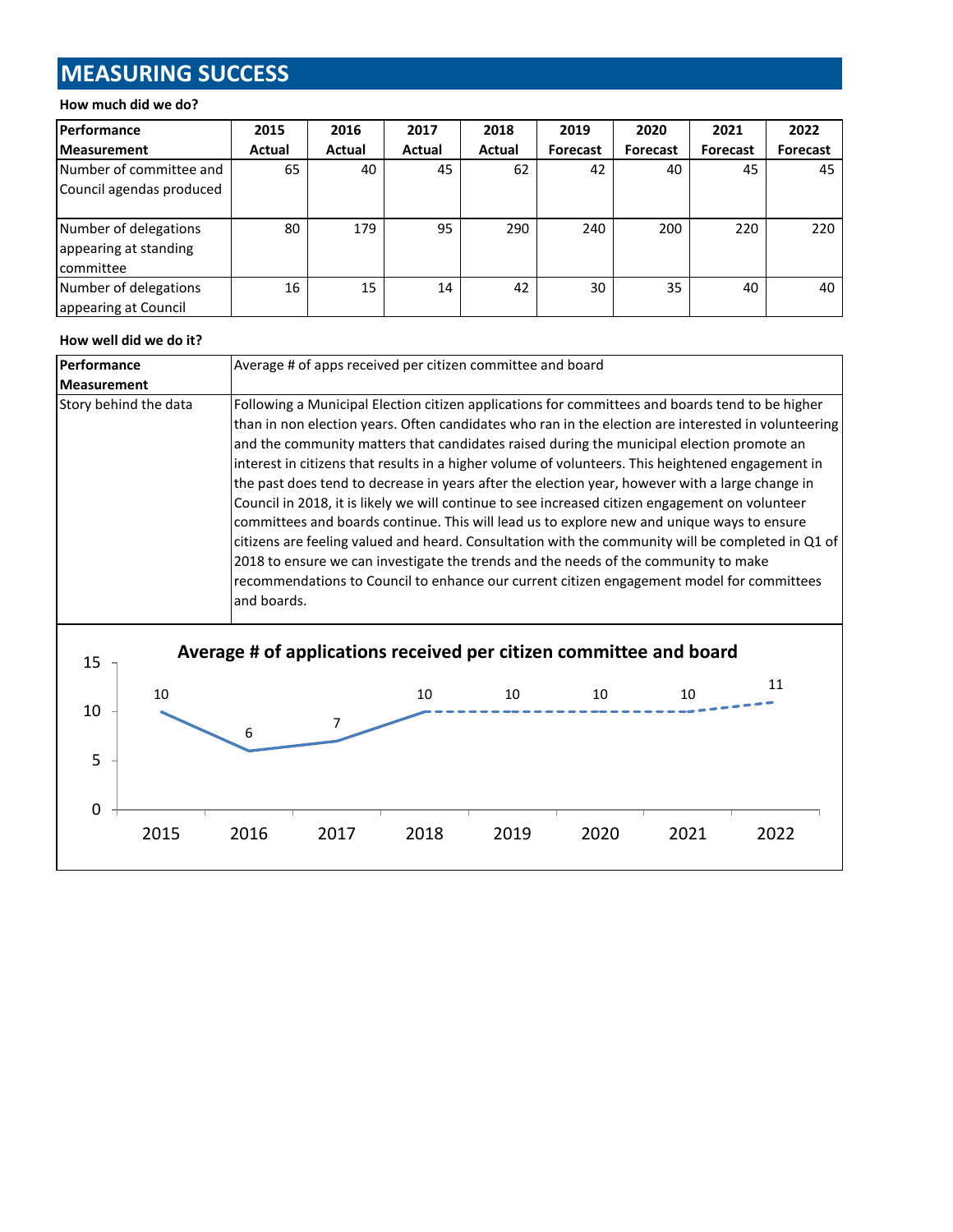# MEASURING SUCCESS

**How much did we do?**

| Performance Measurement | 2015 Actual | 2016 Actual | 2017 Actual | 2018 Actual | 2019 Forecast | 2020 Forecast | 2021 Forecast | 2022 Forecast |
|---|---|---|---|---|---|---|---|---|
| Number of committee and Council agendas produced | 65 | 40 | 45 | 62 | 42 | 40 | 45 | 45 |
| Number of delegations appearing at standing committee | 80 | 179 | 95 | 290 | 240 | 200 | 220 | 220 |
| Number of delegations appearing at Council | 16 | 15 | 14 | 42 | 30 | 35 | 40 | 40 |

**How well did we do it?**

| Performance Measurement | Average # of apps received per citizen committee and board |
|---|---|
| Story behind the data | Following a Municipal Election citizen applications for committees and boards tend to be higher than in non election years. Often candidates who ran in the election are interested in volunteering and the community matters that candidates raised during the municipal election promote an interest in citizens that results in a higher volume of volunteers. This heightened engagement in the past does tend to decrease in years after the election year, however with a large change in Council in 2018, it is likely we will continue to see increased citizen engagement on volunteer committees and boards continue. This will lead us to explore new and unique ways to ensure citizens are feeling valued and heard. Consultation with the community will be completed in Q1 of 2018 to ensure we can investigate the trends and the needs of the community to make recommendations to Council to enhance our current citizen engagement model for committees and boards. |

**Average # of applications received per citizen committee and board**

15
10
5
0

10
6
7
10
10
10
10
11

2015
2016
2017
2018
2019
2020
2021
2022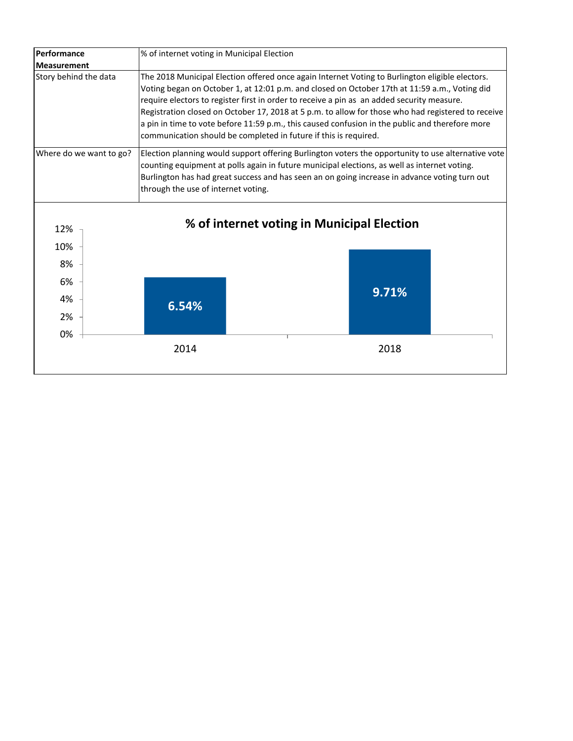| | |
|---|---|
| **Performance Measurement** | % of internet voting in Municipal Election |
| Story behind the data | The 2018 Municipal Election offered once again Internet Voting to Burlington eligible electors. Voting began on October 1, at 12:01 p.m. and closed on October 17th at 11:59 a.m., Voting did require electors to register first in order to receive a pin as an added security measure. Registration closed on October 17, 2018 at 5 p.m. to allow for those who had registered to receive a pin in time to vote before 11:59 p.m., this caused confusion in the public and therefore more communication should be completed in future if this is required. |
| Where do we want to go? | Election planning would support offering Burlington voters the opportunity to use alternative vote counting equipment at polls again in future municipal elections, as well as internet voting. Burlington has had great success and has seen an on going increase in advance voting turn out through the use of internet voting. |

**% of internet voting in Municipal Election**

12%
10%
8%
6%
4%
2%
0%

6.54%
9.71%

2014
2018